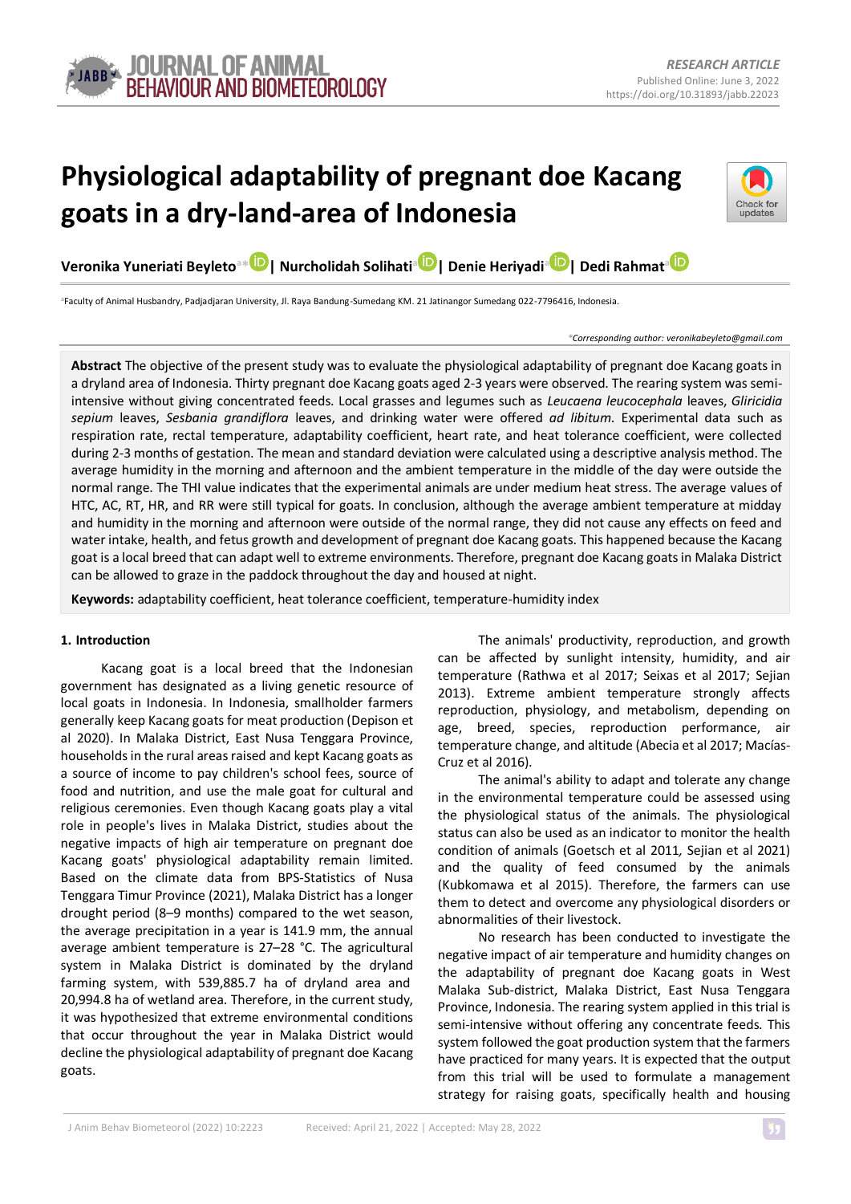RESEARCH ARTICLE

Published Online: June 3, 2022

https://doi.org/10.31893/jabb.22023

# Physiological adaptability of pregnant doe Kacang goats in a dry-land-area of Indonesia

**Veronika Yuneriati Beyleto**[a*] | **Nurcholidah Solihati**[a] | **Denie Heriyadi**[a] | **Dedi Rahmat**[a]

[a]Faculty of Animal Husbandry, Padjadjaran University, Jl. Raya Bandung-Sumedang KM. 21 Jatinangor Sumedang 022-7796416, Indonesia.

*Corresponding author: veronikabeyleto@gmail.com

**Abstract** The objective of the present study was to evaluate the physiological adaptability of pregnant doe Kacang goats in a dryland area of Indonesia. Thirty pregnant doe Kacang goats aged 2-3 years were observed. The rearing system was semi-intensive without giving concentrated feeds. Local grasses and legumes such as *Leucaena leucocephala* leaves, *Gliricidia sepium* leaves, *Sesbania grandiflora* leaves, and drinking water were offered *ad libitum*. Experimental data such as respiration rate, rectal temperature, adaptability coefficient, heart rate, and heat tolerance coefficient, were collected during 2-3 months of gestation. The mean and standard deviation were calculated using a descriptive analysis method. The average humidity in the morning and afternoon and the ambient temperature in the middle of the day were outside the normal range. The THI value indicates that the experimental animals are under medium heat stress. The average values of HTC, AC, RT, HR, and RR were still typical for goats. In conclusion, although the average ambient temperature at midday and humidity in the morning and afternoon were outside of the normal range, they did not cause any effects on feed and water intake, health, and fetus growth and development of pregnant doe Kacang goats. This happened because the Kacang goat is a local breed that can adapt well to extreme environments. Therefore, pregnant doe Kacang goats in Malaka District can be allowed to graze in the paddock throughout the day and housed at night.

**Keywords:** adaptability coefficient, heat tolerance coefficient, temperature-humidity index

## 1. Introduction

Kacang goat is a local breed that the Indonesian government has designated as a living genetic resource of local goats in Indonesia. In Indonesia, smallholder farmers generally keep Kacang goats for meat production (Depison et al 2020). In Malaka District, East Nusa Tenggara Province, households in the rural areas raised and kept Kacang goats as a source of income to pay children's school fees, source of food and nutrition, and use the male goat for cultural and religious ceremonies. Even though Kacang goats play a vital role in people's lives in Malaka District, studies about the negative impacts of high air temperature on pregnant doe Kacang goats' physiological adaptability remain limited. Based on the climate data from BPS-Statistics of Nusa Tenggara Timur Province (2021), Malaka District has a longer drought period (8–9 months) compared to the wet season, the average precipitation in a year is 141.9 mm, the annual average ambient temperature is 27–28 °C. The agricultural system in Malaka District is dominated by the dryland farming system, with 539,885.7 ha of dryland area and 20,994.8 ha of wetland area. Therefore, in the current study, it was hypothesized that extreme environmental conditions that occur throughout the year in Malaka District would decline the physiological adaptability of pregnant doe Kacang goats.

The animals' productivity, reproduction, and growth can be affected by sunlight intensity, humidity, and air temperature (Rathwa et al 2017; Seixas et al 2017; Sejian 2013). Extreme ambient temperature strongly affects reproduction, physiology, and metabolism, depending on age, breed, species, reproduction performance, air temperature change, and altitude (Abecia et al 2017; Macías-Cruz et al 2016).

The animal's ability to adapt and tolerate any change in the environmental temperature could be assessed using the physiological status of the animals. The physiological status can also be used as an indicator to monitor the health condition of animals (Goetsch et al 2011, Sejian et al 2021) and the quality of feed consumed by the animals (Kubkomawa et al 2015). Therefore, the farmers can use them to detect and overcome any physiological disorders or abnormalities of their livestock.

No research has been conducted to investigate the negative impact of air temperature and humidity changes on the adaptability of pregnant doe Kacang goats in West Malaka Sub-district, Malaka District, East Nusa Tenggara Province, Indonesia. The rearing system applied in this trial is semi-intensive without offering any concentrate feeds. This system followed the goat production system that the farmers have practiced for many years. It is expected that the output from this trial will be used to formulate a management strategy for raising goats, specifically health and housing

Received: April 21, 2022 | Accepted: May 28, 2022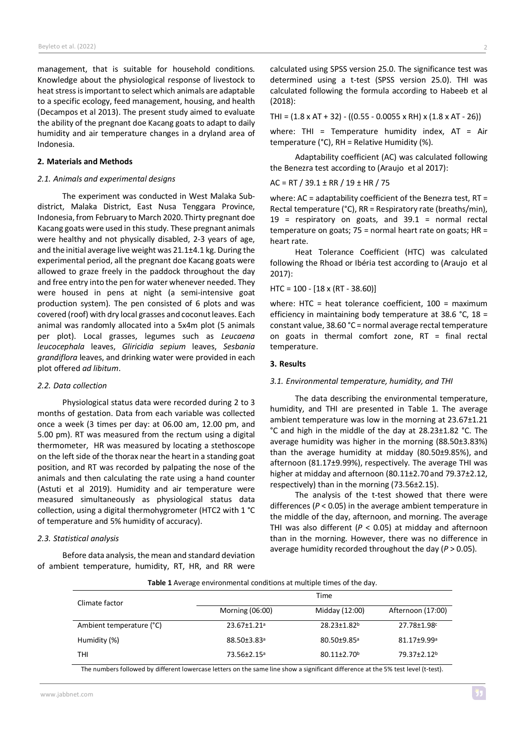management, that is suitable for household conditions. Knowledge about the physiological response of livestock to heat stress is important to select which animals are adaptable to a specific ecology, feed management, housing, and health (Decampos et al 2013). The present study aimed to evaluate the ability of the pregnant doe Kacang goats to adapt to daily humidity and air temperature changes in a dryland area of Indonesia.

## 2. Materials and Methods

### *2.1. Animals and experimental designs*

The experiment was conducted in West Malaka Sub-district, Malaka District, East Nusa Tenggara Province, Indonesia, from February to March 2020. Thirty pregnant doe Kacang goats were used in this study. These pregnant animals were healthy and not physically disabled, 2-3 years of age, and the initial average live weight was 21.1±4.1 kg. During the experimental period, all the pregnant doe Kacang goats were allowed to graze freely in the paddock throughout the day and free entry into the pen for water whenever needed. They were housed in pens at night (a semi-intensive goat production system). The pen consisted of 6 plots and was covered (roof) with dry local grasses and coconut leaves. Each animal was randomly allocated into a 5x4m plot (5 animals per plot). Local grasses, legumes such as *Leucaena leucocephala* leaves, *Gliricidia sepium* leaves, *Sesbania grandiflora* leaves, and drinking water were provided in each plot offered *ad libitum*.

### *2.2. Data collection*

Physiological status data were recorded during 2 to 3 months of gestation. Data from each variable was collected once a week (3 times per day: at 06.00 am, 12.00 pm, and 5.00 pm). RT was measured from the rectum using a digital thermometer, HR was measured by locating a stethoscope on the left side of the thorax near the heart in a standing goat position, and RT was recorded by palpating the nose of the animals and then calculating the rate using a hand counter (Astuti et al 2019). Humidity and air temperature were measured simultaneously as physiological status data collection, using a digital thermohygrometer (HTC2 with 1 °C of temperature and 5% humidity of accuracy).

### *2.3. Statistical analysis*

Before data analysis, the mean and standard deviation of ambient temperature, humidity, RT, HR, and RR were calculated using SPSS version 25.0. The significance test was determined using a t-test (SPSS version 25.0). THI was calculated following the formula according to Habeeb et al (2018):

$$THI = (1.8 \times AT + 32) - ((0.55 - 0.0055 \times RH) \times (1.8 \times AT - 26))$$

where: THI = Temperature humidity index, AT = Air temperature (°C), RH = Relative Humidity (%).

Adaptability coefficient (AC) was calculated following the Benezra test according to (Araujo et al 2017):

$$AC = RT / 39.1 \pm RR / 19 \pm HR / 75$$

where: AC = adaptability coefficient of the Benezra test, RT = Rectal temperature (°C), RR = Respiratory rate (breaths/min), 19 = respiratory on goats, and 39.1 = normal rectal temperature on goats; 75 = normal heart rate on goats; HR = heart rate.

Heat Tolerance Coefficient (HTC) was calculated following the Rhoad or Ibéria test according to (Araujo et al 2017):

$$HTC = 100 - [18 \times (RT - 38.60)]$$

where: HTC = heat tolerance coefficient, 100 = maximum efficiency in maintaining body temperature at 38.6 °C, 18 = constant value, 38.60 °C = normal average rectal temperature on goats in thermal comfort zone, RT = final rectal temperature.

## 3. Results

### *3.1. Environmental temperature, humidity, and THI*

The data describing the environmental temperature, humidity, and THI are presented in Table 1. The average ambient temperature was low in the morning at 23.67±1.21 °C and high in the middle of the day at 28.23±1.82 °C. The average humidity was higher in the morning (88.50±3.83%) than the average humidity at midday (80.50±9.85%), and afternoon (81.17±9.99%), respectively. The average THI was higher at midday and afternoon (80.11±2.70 and 79.37±2.12, respectively) than in the morning (73.56±2.15).

The analysis of the t-test showed that there were differences ($P < 0.05$) in the average ambient temperature in the middle of the day, afternoon, and morning. The average THI was also different ($P < 0.05$) at midday and afternoon than in the morning. However, there was no difference in average humidity recorded throughout the day ($P > 0.05$).

**Table 1** Average environmental conditions at multiple times of the day.

| Climate factor | Time | | |
|---|---|---|---|
| | Morning (06:00) | Midday (12:00) | Afternoon (17:00) |
| Ambient temperature (°C) | 23.67±1.21[a] | 28.23±1.82[b] | 27.78±1.98[c] |
| Humidity (%) | 88.50±3.83[a] | 80.50±9.85[a] | 81.17±9.99[a] |
| THI | 73.56±2.15[a] | 80.11±2.70[b] | 79.37±2.12[b] |

The numbers followed by different lowercase letters on the same line show a significant difference at the 5% test level (t-test).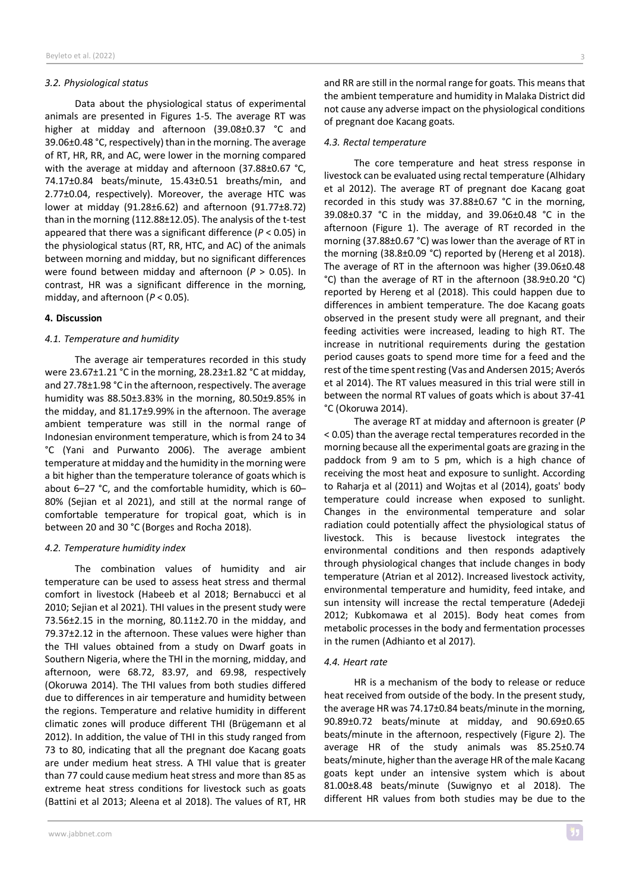### 3.2. Physiological status

Data about the physiological status of experimental animals are presented in Figures 1-5. The average RT was higher at midday and afternoon (39.08±0.37 °C and 39.06±0.48 °C, respectively) than in the morning. The average of RT, HR, RR, and AC, were lower in the morning compared with the average at midday and afternoon (37.88±0.67 °C, 74.17±0.84 beats/minute, 15.43±0.51 breaths/min, and 2.77±0.04, respectively). Moreover, the average HTC was lower at midday (91.28±6.62) and afternoon (91.77±8.72) than in the morning (112.88±12.05). The analysis of the t-test appeared that there was a significant difference ($P < 0.05$) in the physiological status (RT, RR, HTC, and AC) of the animals between morning and midday, but no significant differences were found between midday and afternoon ($P > 0.05$). In contrast, HR was a significant difference in the morning, midday, and afternoon ($P < 0.05$).

## 4. Discussion

### 4.1. Temperature and humidity

The average air temperatures recorded in this study were 23.67±1.21 °C in the morning, 28.23±1.82 °C at midday, and 27.78±1.98 °C in the afternoon, respectively. The average humidity was 88.50±3.83% in the morning, 80.50±9.85% in the midday, and 81.17±9.99% in the afternoon. The average ambient temperature was still in the normal range of Indonesian environment temperature, which is from 24 to 34 °C (Yani and Purwanto 2006). The average ambient temperature at midday and the humidity in the morning were a bit higher than the temperature tolerance of goats which is about 6–27 °C, and the comfortable humidity, which is 60–80% (Sejian et al 2021), and still at the normal range of comfortable temperature for tropical goat, which is in between 20 and 30 °C (Borges and Rocha 2018).

### 4.2. Temperature humidity index

The combination values of humidity and air temperature can be used to assess heat stress and thermal comfort in livestock (Habeeb et al 2018; Bernabucci et al 2010; Sejian et al 2021). THI values in the present study were 73.56±2.15 in the morning, 80.11±2.70 in the midday, and 79.37±2.12 in the afternoon. These values were higher than the THI values obtained from a study on Dwarf goats in Southern Nigeria, where the THI in the morning, midday, and afternoon, were 68.72, 83.97, and 69.98, respectively (Okoruwa 2014). The THI values from both studies differed due to differences in air temperature and humidity between the regions. Temperature and relative humidity in different climatic zones will produce different THI (Brügemann et al 2012). In addition, the value of THI in this study ranged from 73 to 80, indicating that all the pregnant doe Kacang goats are under medium heat stress. A THI value that is greater than 77 could cause medium heat stress and more than 85 as extreme heat stress conditions for livestock such as goats (Battini et al 2013; Aleena et al 2018). The values of RT, HR and RR are still in the normal range for goats. This means that the ambient temperature and humidity in Malaka District did not cause any adverse impact on the physiological conditions of pregnant doe Kacang goats.

### 4.3. Rectal temperature

The core temperature and heat stress response in livestock can be evaluated using rectal temperature (Alhidary et al 2012). The average RT of pregnant doe Kacang goat recorded in this study was 37.88±0.67 °C in the morning, 39.08±0.37 °C in the midday, and 39.06±0.48 °C in the afternoon (Figure 1). The average of RT recorded in the morning (37.88±0.67 °C) was lower than the average of RT in the morning (38.8±0.09 °C) reported by (Hereng et al 2018). The average of RT in the afternoon was higher (39.06±0.48 °C) than the average of RT in the afternoon (38.9±0.20 °C) reported by Hereng et al (2018). This could happen due to differences in ambient temperature. The doe Kacang goats observed in the present study were all pregnant, and their feeding activities were increased, leading to high RT. The increase in nutritional requirements during the gestation period causes goats to spend more time for a feed and the rest of the time spent resting (Vas and Andersen 2015; Averós et al 2014). The RT values measured in this trial were still in between the normal RT values of goats which is about 37-41 °C (Okoruwa 2014).

The average RT at midday and afternoon is greater ($P < 0.05$) than the average rectal temperatures recorded in the morning because all the experimental goats are grazing in the paddock from 9 am to 5 pm, which is a high chance of receiving the most heat and exposure to sunlight. According to Raharja et al (2011) and Wojtas et al (2014), goats' body temperature could increase when exposed to sunlight. Changes in the environmental temperature and solar radiation could potentially affect the physiological status of livestock. This is because livestock integrates the environmental conditions and then responds adaptively through physiological changes that include changes in body temperature (Atrian et al 2012). Increased livestock activity, environmental temperature and humidity, feed intake, and sun intensity will increase the rectal temperature (Adedeji 2012; Kubkomawa et al 2015). Body heat comes from metabolic processes in the body and fermentation processes in the rumen (Adhianto et al 2017).

### 4.4. Heart rate

HR is a mechanism of the body to release or reduce heat received from outside of the body. In the present study, the average HR was 74.17±0.84 beats/minute in the morning, 90.89±0.72 beats/minute at midday, and 90.69±0.65 beats/minute in the afternoon, respectively (Figure 2). The average HR of the study animals was 85.25±0.74 beats/minute, higher than the average HR of the male Kacang goats kept under an intensive system which is about 81.00±8.48 beats/minute (Suwignyo et al 2018). The different HR values from both studies may be due to the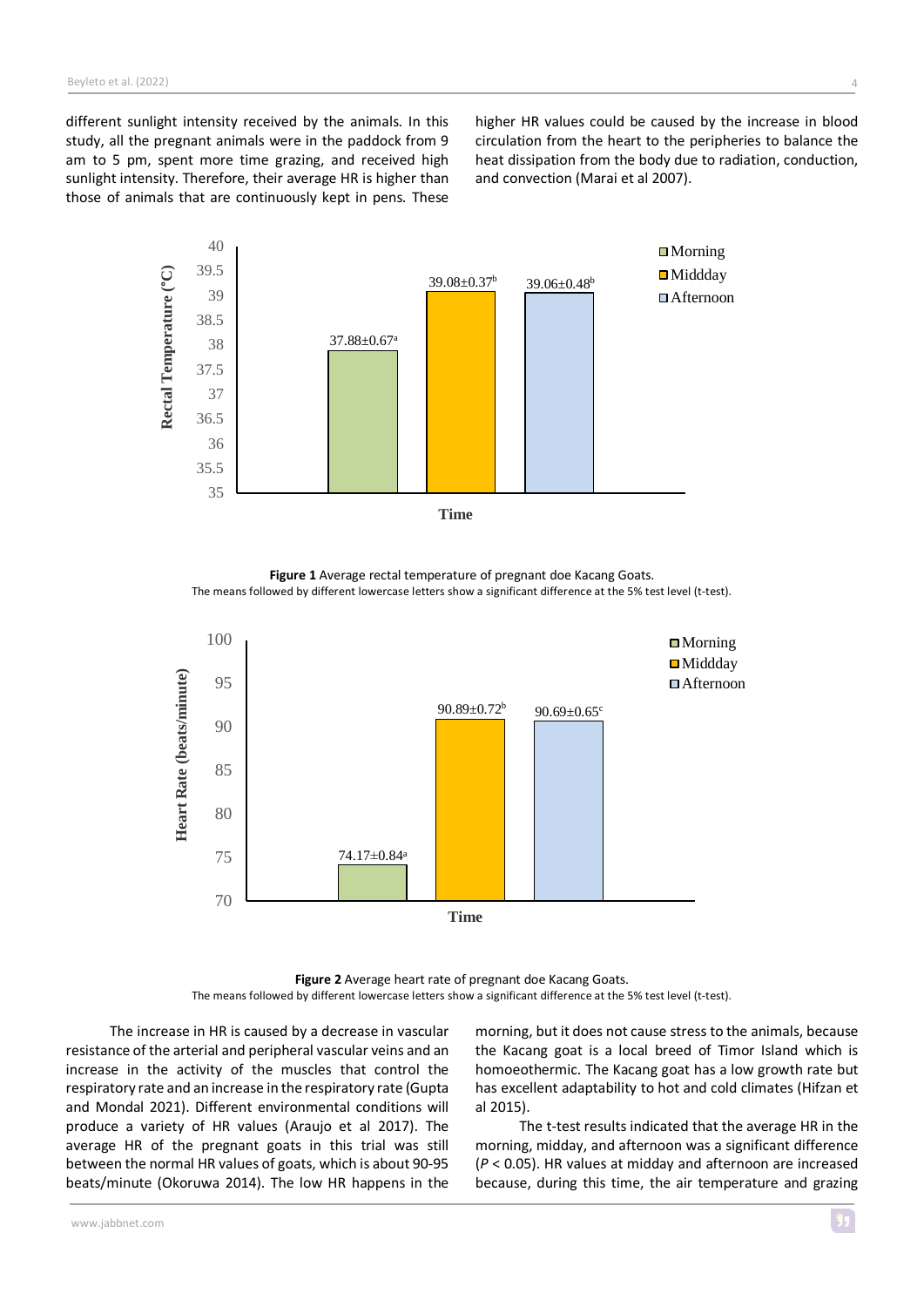different sunlight intensity received by the animals. In this study, all the pregnant animals were in the paddock from 9 am to 5 pm, spent more time grazing, and received high sunlight intensity. Therefore, their average HR is higher than those of animals that are continuously kept in pens. These higher HR values could be caused by the increase in blood circulation from the heart to the peripheries to balance the heat dissipation from the body due to radiation, conduction, and convection (Marai et al 2007).

**Figure 1** Average rectal temperature of pregnant doe Kacang Goats.
The means followed by different lowercase letters show a significant difference at the 5% test level (t-test).

**Figure 2** Average heart rate of pregnant doe Kacang Goats.
The means followed by different lowercase letters show a significant difference at the 5% test level (t-test).

The increase in HR is caused by a decrease in vascular resistance of the arterial and peripheral vascular veins and an increase in the activity of the muscles that control the respiratory rate and an increase in the respiratory rate (Gupta and Mondal 2021). Different environmental conditions will produce a variety of HR values (Araujo et al 2017). The average HR of the pregnant goats in this trial was still between the normal HR values of goats, which is about 90-95 beats/minute (Okoruwa 2014). The low HR happens in the morning, but it does not cause stress to the animals, because the Kacang goat is a local breed of Timor Island which is homoeothermic. The Kacang goat has a low growth rate but has excellent adaptability to hot and cold climates (Hifzan et al 2015).

The t-test results indicated that the average HR in the morning, midday, and afternoon was a significant difference ($P < 0.05$). HR values at midday and afternoon are increased because, during this time, the air temperature and grazing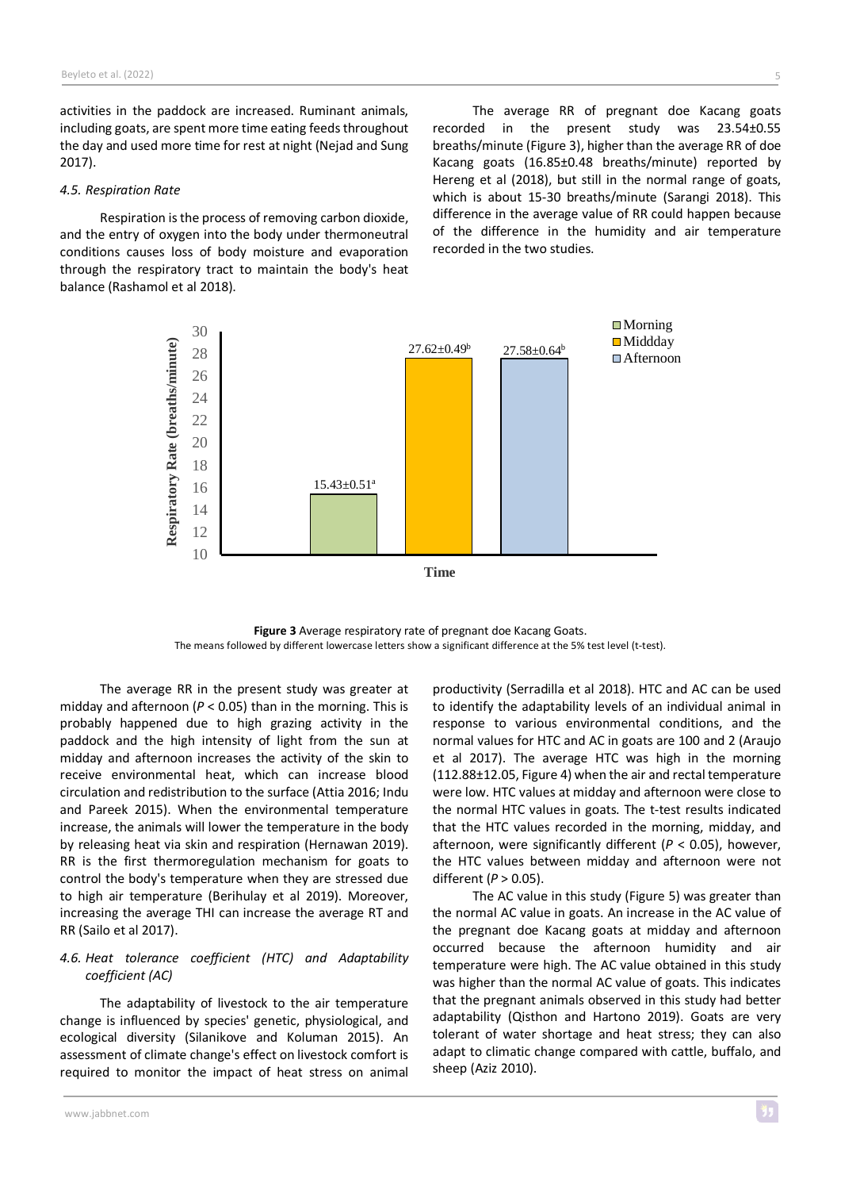activities in the paddock are increased. Ruminant animals, including goats, are spent more time eating feeds throughout the day and used more time for rest at night (Nejad and Sung 2017).

### *4.5. Respiration Rate*

Respiration is the process of removing carbon dioxide, and the entry of oxygen into the body under thermoneutral conditions causes loss of body moisture and evaporation through the respiratory tract to maintain the body's heat balance (Rashamol et al 2018).

The average RR of pregnant doe Kacang goats recorded in the present study was 23.54±0.55 breaths/minute (Figure 3), higher than the average RR of doe Kacang goats (16.85±0.48 breaths/minute) reported by Hereng et al (2018), but still in the normal range of goats, which is about 15-30 breaths/minute (Sarangi 2018). This difference in the average value of RR could happen because of the difference in the humidity and air temperature recorded in the two studies.

**Figure 3** Average respiratory rate of pregnant doe Kacang Goats.
The means followed by different lowercase letters show a significant difference at the 5% test level (t-test).

The average RR in the present study was greater at midday and afternoon ($P < 0.05$) than in the morning. This is probably happened due to high grazing activity in the paddock and the high intensity of light from the sun at midday and afternoon increases the activity of the skin to receive environmental heat, which can increase blood circulation and redistribution to the surface (Attia 2016; Indu and Pareek 2015). When the environmental temperature increase, the animals will lower the temperature in the body by releasing heat via skin and respiration (Hernawan 2019). RR is the first thermoregulation mechanism for goats to control the body's temperature when they are stressed due to high air temperature (Berihulay et al 2019). Moreover, increasing the average THI can increase the average RT and RR (Sailo et al 2017).

### *4.6. Heat tolerance coefficient (HTC) and Adaptability coefficient (AC)*

The adaptability of livestock to the air temperature change is influenced by species' genetic, physiological, and ecological diversity (Silanikove and Koluman 2015). An assessment of climate change's effect on livestock comfort is required to monitor the impact of heat stress on animal productivity (Serradilla et al 2018). HTC and AC can be used to identify the adaptability levels of an individual animal in response to various environmental conditions, and the normal values for HTC and AC in goats are 100 and 2 (Araujo et al 2017). The average HTC was high in the morning (112.88±12.05, Figure 4) when the air and rectal temperature were low. HTC values at midday and afternoon were close to the normal HTC values in goats. The t-test results indicated that the HTC values recorded in the morning, midday, and afternoon, were significantly different ($P < 0.05$), however, the HTC values between midday and afternoon were not different ($P > 0.05$).

The AC value in this study (Figure 5) was greater than the normal AC value in goats. An increase in the AC value of the pregnant doe Kacang goats at midday and afternoon occurred because the afternoon humidity and air temperature were high. The AC value obtained in this study was higher than the normal AC value of goats. This indicates that the pregnant animals observed in this study had better adaptability (Qisthon and Hartono 2019). Goats are very tolerant of water shortage and heat stress; they can also adapt to climatic change compared with cattle, buffalo, and sheep (Aziz 2010).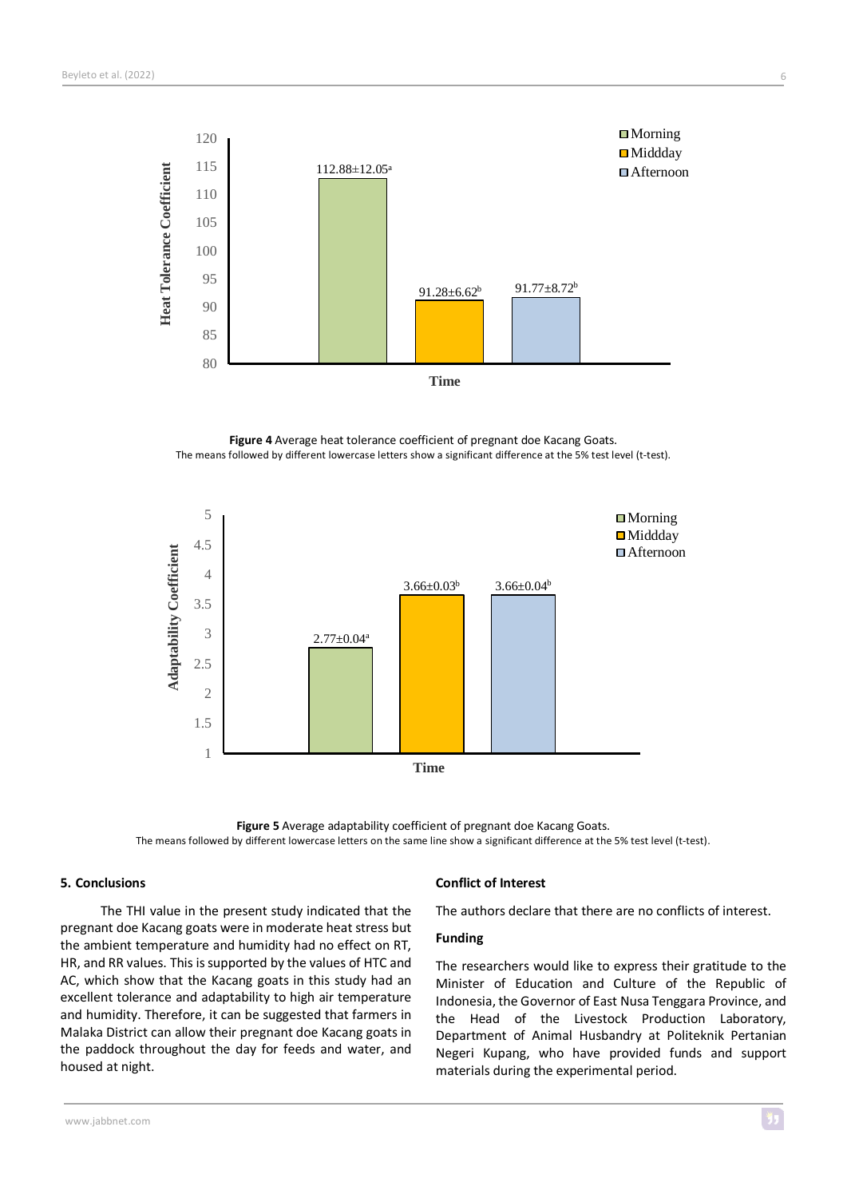**Figure 4** Average heat tolerance coefficient of pregnant doe Kacang Goats.
The means followed by different lowercase letters show a significant difference at the 5% test level (t-test).

**Figure 5** Average adaptability coefficient of pregnant doe Kacang Goats.
The means followed by different lowercase letters on the same line show a significant difference at the 5% test level (t-test).

## 5. Conclusions

The THI value in the present study indicated that the pregnant doe Kacang goats were in moderate heat stress but the ambient temperature and humidity had no effect on RT, HR, and RR values. This is supported by the values of HTC and AC, which show that the Kacang goats in this study had an excellent tolerance and adaptability to high air temperature and humidity. Therefore, it can be suggested that farmers in Malaka District can allow their pregnant doe Kacang goats in the paddock throughout the day for feeds and water, and housed at night.

## Conflict of Interest

The authors declare that there are no conflicts of interest.

## Funding

The researchers would like to express their gratitude to the Minister of Education and Culture of the Republic of Indonesia, the Governor of East Nusa Tenggara Province, and the Head of the Livestock Production Laboratory, Department of Animal Husbandry at Politeknik Pertanian Negeri Kupang, who have provided funds and support materials during the experimental period.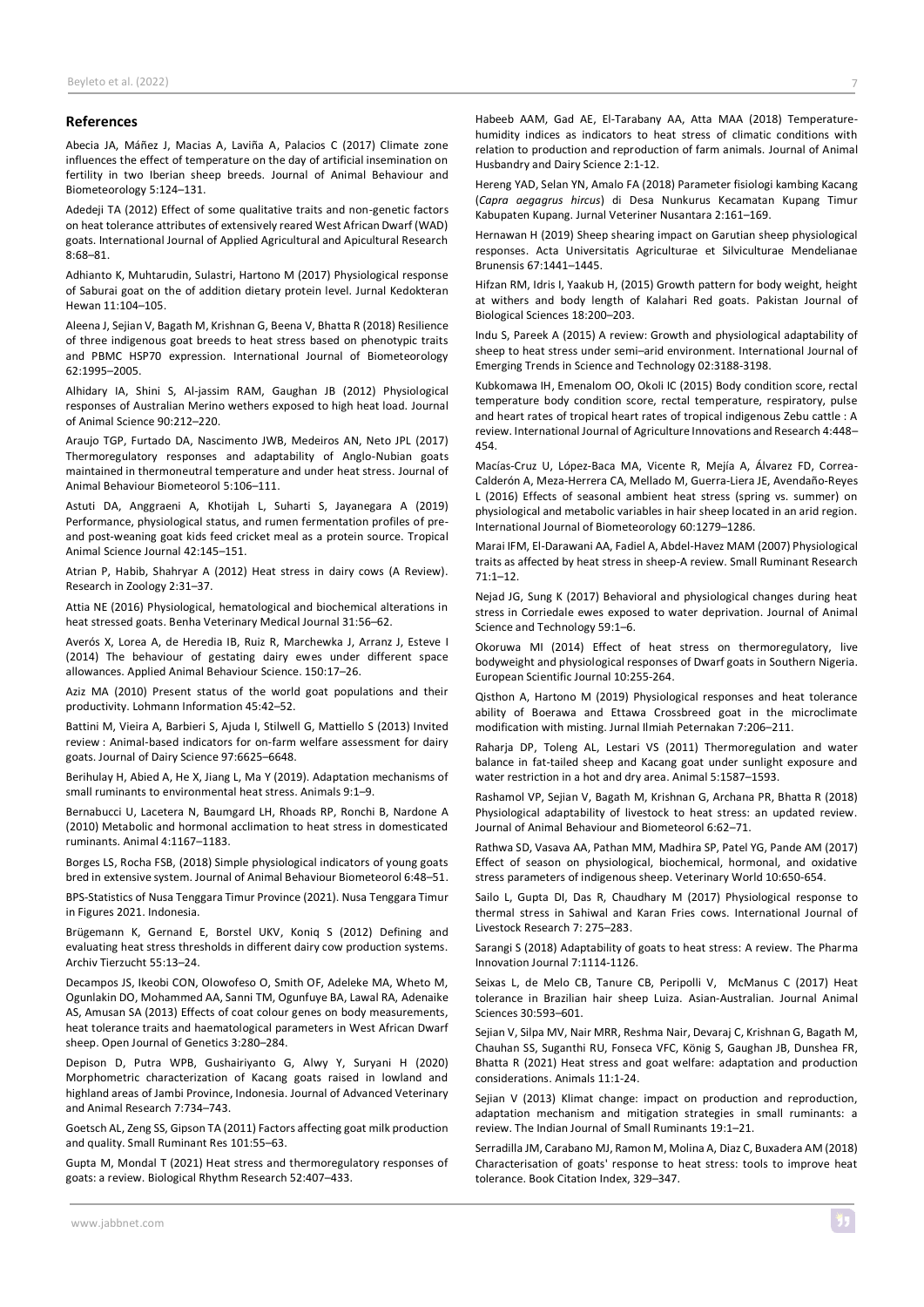## References

Abecia JA, Máñez J, Macias A, Laviña A, Palacios C (2017) Climate zone influences the effect of temperature on the day of artificial insemination on fertility in two Iberian sheep breeds. Journal of Animal Behaviour and Biometeorology 5:124–131.

Adedeji TA (2012) Effect of some qualitative traits and non-genetic factors on heat tolerance attributes of extensively reared West African Dwarf (WAD) goats. International Journal of Applied Agricultural and Apicultural Research 8:68–81.

Adhianto K, Muhtarudin, Sulastri, Hartono M (2017) Physiological response of Saburai goat on the of addition dietary protein level. Jurnal Kedokteran Hewan 11:104–105.

Aleena J, Sejian V, Bagath M, Krishnan G, Beena V, Bhatta R (2018) Resilience of three indigenous goat breeds to heat stress based on phenotypic traits and PBMC HSP70 expression. International Journal of Biometeorology 62:1995–2005.

Alhidary IA, Shini S, Al-jassim RAM, Gaughan JB (2012) Physiological responses of Australian Merino wethers exposed to high heat load. Journal of Animal Science 90:212–220.

Araujo TGP, Furtado DA, Nascimento JWB, Medeiros AN, Neto JPL (2017) Thermoregulatory responses and adaptability of Anglo-Nubian goats maintained in thermoneutral temperature and under heat stress. Journal of Animal Behaviour Biometeorol 5:106–111.

Astuti DA, Anggraeni A, Khotijah L, Suharti S, Jayanegara A (2019) Performance, physiological status, and rumen fermentation profiles of pre- and post-weaning goat kids feed cricket meal as a protein source. Tropical Animal Science Journal 42:145–151.

Atrian P, Habib, Shahryar A (2012) Heat stress in dairy cows (A Review). Research in Zoology 2:31–37.

Attia NE (2016) Physiological, hematological and biochemical alterations in heat stressed goats. Benha Veterinary Medical Journal 31:56–62.

Averós X, Lorea A, de Heredia IB, Ruiz R, Marchewka J, Arranz J, Esteve I (2014) The behaviour of gestating dairy ewes under different space allowances. Applied Animal Behaviour Science. 150:17–26.

Aziz MA (2010) Present status of the world goat populations and their productivity. Lohmann Information 45:42–52.

Battini M, Vieira A, Barbieri S, Ajuda I, Stilwell G, Mattiello S (2013) Invited review : Animal-based indicators for on-farm welfare assessment for dairy goats. Journal of Dairy Science 97:6625–6648.

Berihulay H, Abied A, He X, Jiang L, Ma Y (2019). Adaptation mechanisms of small ruminants to environmental heat stress. Animals 9:1–9.

Bernabucci U, Lacetera N, Baumgard LH, Rhoads RP, Ronchi B, Nardone A (2010) Metabolic and hormonal acclimation to heat stress in domesticated ruminants. Animal 4:1167–1183.

Borges LS, Rocha FSB, (2018) Simple physiological indicators of young goats bred in extensive system. Journal of Animal Behaviour Biometeorol 6:48–51.

BPS-Statistics of Nusa Tenggara Timur Province (2021). Nusa Tenggara Timur in Figures 2021. Indonesia.

Brügemann K, Gernand E, Borstel UKV, Koniq S (2012) Defining and evaluating heat stress thresholds in different dairy cow production systems. Archiv Tierzucht 55:13–24.

Decampos JS, Ikeobi CON, Olowofeso O, Smith OF, Adeleke MA, Wheto M, Ogunlakin DO, Mohammed AA, Sanni TM, Ogunfuye BA, Lawal RA, Adenaike AS, Amusan SA (2013) Effects of coat colour genes on body measurements, heat tolerance traits and haematological parameters in West African Dwarf sheep. Open Journal of Genetics 3:280–284.

Depison D, Putra WPB, Gushairiyanto G, Alwy Y, Suryani H (2020) Morphometric characterization of Kacang goats raised in lowland and highland areas of Jambi Province, Indonesia. Journal of Advanced Veterinary and Animal Research 7:734–743.

Goetsch AL, Zeng SS, Gipson TA (2011) Factors affecting goat milk production and quality. Small Ruminant Res 101:55–63.

Gupta M, Mondal T (2021) Heat stress and thermoregulatory responses of goats: a review. Biological Rhythm Research 52:407–433.

Habeeb AAM, Gad AE, El-Tarabany AA, Atta MAA (2018) Temperature-humidity indices as indicators to heat stress of climatic conditions with relation to production and reproduction of farm animals. Journal of Animal Husbandry and Dairy Science 2:1-12.

Hereng YAD, Selan YN, Amalo FA (2018) Parameter fisiologi kambing Kacang (*Capra aegagrus hircus*) di Desa Nunkurus Kecamatan Kupang Timur Kabupaten Kupang. Jurnal Veteriner Nusantara 2:161–169.

Hernawan H (2019) Sheep shearing impact on Garutian sheep physiological responses. Acta Universitatis Agriculturae et Silviculturae Mendelianae Brunensis 67:1441–1445.

Hifzan RM, Idris I, Yaakub H, (2015) Growth pattern for body weight, height at withers and body length of Kalahari Red goats. Pakistan Journal of Biological Sciences 18:200–203.

Indu S, Pareek A (2015) A review: Growth and physiological adaptability of sheep to heat stress under semi–arid environment. International Journal of Emerging Trends in Science and Technology 02:3188-3198.

Kubkomawa IH, Emenalom OO, Okoli IC (2015) Body condition score, rectal temperature body condition score, rectal temperature, respiratory, pulse and heart rates of tropical heart rates of tropical indigenous Zebu cattle : A review. International Journal of Agriculture Innovations and Research 4:448–454.

Macías-Cruz U, López-Baca MA, Vicente R, Mejía A, Álvarez FD, Correa-Calderón A, Meza-Herrera CA, Mellado M, Guerra-Liera JE, Avendaño-Reyes L (2016) Effects of seasonal ambient heat stress (spring vs. summer) on physiological and metabolic variables in hair sheep located in an arid region. International Journal of Biometeorology 60:1279–1286.

Marai IFM, El-Darawani AA, Fadiel A, Abdel-Havez MAM (2007) Physiological traits as affected by heat stress in sheep-A review. Small Ruminant Research 71:1–12.

Nejad JG, Sung K (2017) Behavioral and physiological changes during heat stress in Corriedale ewes exposed to water deprivation. Journal of Animal Science and Technology 59:1–6.

Okoruwa MI (2014) Effect of heat stress on thermoregulatory, live bodyweight and physiological responses of Dwarf goats in Southern Nigeria. European Scientific Journal 10:255-264.

Qisthon A, Hartono M (2019) Physiological responses and heat tolerance ability of Boerawa and Ettawa Crossbreed goat in the microclimate modification with misting. Jurnal Ilmiah Peternakan 7:206–211.

Raharja DP, Toleng AL, Lestari VS (2011) Thermoregulation and water balance in fat-tailed sheep and Kacang goat under sunlight exposure and water restriction in a hot and dry area. Animal 5:1587–1593.

Rashamol VP, Sejian V, Bagath M, Krishnan G, Archana PR, Bhatta R (2018) Physiological adaptability of livestock to heat stress: an updated review. Journal of Animal Behaviour and Biometeorol 6:62–71.

Rathwa SD, Vasava AA, Pathan MM, Madhira SP, Patel YG, Pande AM (2017) Effect of season on physiological, biochemical, hormonal, and oxidative stress parameters of indigenous sheep. Veterinary World 10:650-654.

Sailo L, Gupta DI, Das R, Chaudhary M (2017) Physiological response to thermal stress in Sahiwal and Karan Fries cows. International Journal of Livestock Research 7: 275–283.

Sarangi S (2018) Adaptability of goats to heat stress: A review. The Pharma Innovation Journal 7:1114-1126.

Seixas L, de Melo CB, Tanure CB, Peripolli V, McManus C (2017) Heat tolerance in Brazilian hair sheep Luiza. Asian-Australian. Journal Animal Sciences 30:593–601.

Sejian V, Silpa MV, Nair MRR, Reshma Nair, Devaraj C, Krishnan G, Bagath M, Chauhan SS, Suganthi RU, Fonseca VFC, König S, Gaughan JB, Dunshea FR, Bhatta R (2021) Heat stress and goat welfare: adaptation and production considerations. Animals 11:1-24.

Sejian V (2013) Klimat change: impact on production and reproduction, adaptation mechanism and mitigation strategies in small ruminants: a review. The Indian Journal of Small Ruminants 19:1–21.

Serradilla JM, Carabano MJ, Ramon M, Molina A, Diaz C, Buxadera AM (2018) Characterisation of goats' response to heat stress: tools to improve heat tolerance. Book Citation Index, 329–347.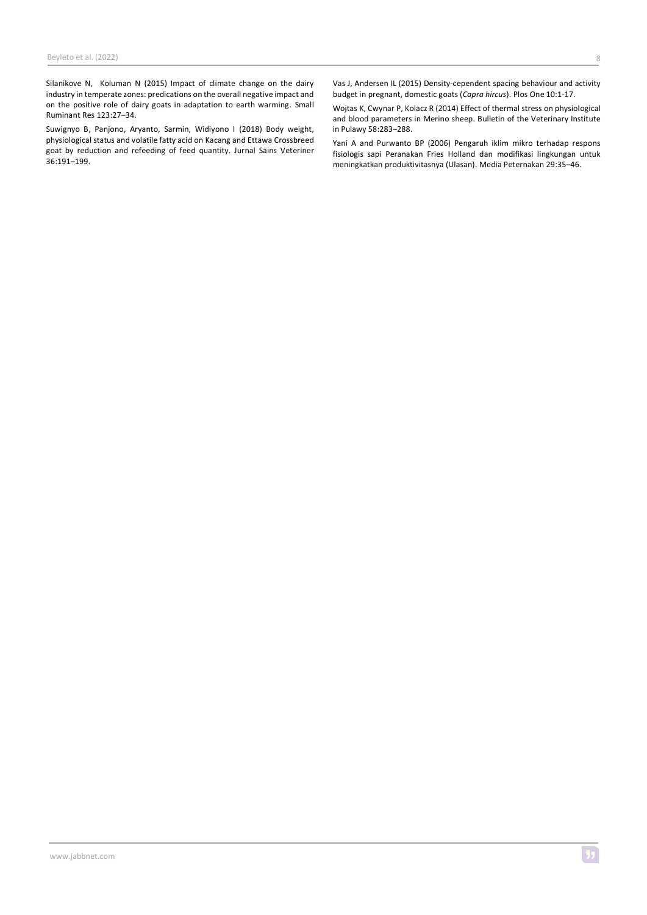Silanikove N, Koluman N (2015) Impact of climate change on the dairy industry in temperate zones: predications on the overall negative impact and on the positive role of dairy goats in adaptation to earth warming. Small Ruminant Res 123:27–34.

Suwignyo B, Panjono, Aryanto, Sarmin, Widiyono I (2018) Body weight, physiological status and volatile fatty acid on Kacang and Ettawa Crossbreed goat by reduction and refeeding of feed quantity. Jurnal Sains Veteriner 36:191–199.

Vas J, Andersen IL (2015) Density-cependent spacing behaviour and activity budget in pregnant, domestic goats (*Capra hircus*). Plos One 10:1-17.

Wojtas K, Cwynar P, Kolacz R (2014) Effect of thermal stress on physiological and blood parameters in Merino sheep. Bulletin of the Veterinary Institute in Pulawy 58:283–288.

Yani A and Purwanto BP (2006) Pengaruh iklim mikro terhadap respons fisiologis sapi Peranakan Fries Holland dan modifikasi lingkungan untuk meningkatkan produktivitasnya (Ulasan). Media Peternakan 29:35–46.